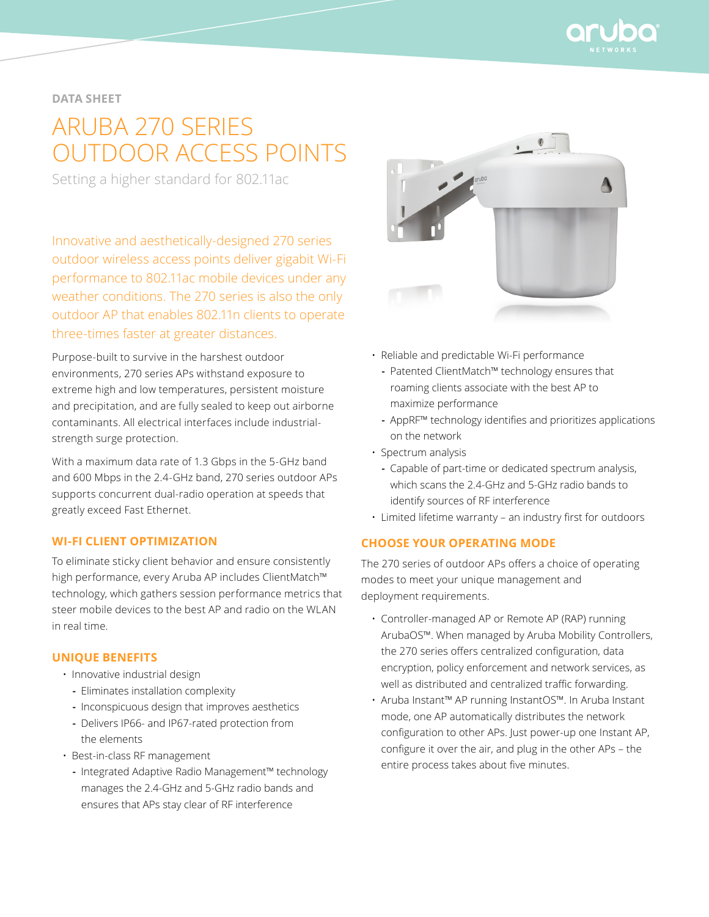DATA SHEET

# ARUBA 270 SERIES OUTDOOR ACCESS POINTS

Setting a higher standard for 802.11ac

Innovative and aesthetically-designed 270 series outdoor wireless access points deliver gigabit Wi-Fi performance to 802.11ac mobile devices under any weather conditions. The 270 series is also the only outdoor AP that enables 802.11n clients to operate three-times faster at greater distances.

Purpose-built to survive in the harshest outdoor environments, 270 series APs withstand exposure to extreme high and low temperatures, persistent moisture and precipitation, and are fully sealed to keep out airborne contaminants. All electrical interfaces include industrial-strength surge protection.

With a maximum data rate of 1.3 Gbps in the 5-GHz band and 600 Mbps in the 2.4-GHz band, 270 series outdoor APs supports concurrent dual-radio operation at speeds that greatly exceed Fast Ethernet.

## WI-FI CLIENT OPTIMIZATION

To eliminate sticky client behavior and ensure consistently high performance, every Aruba AP includes ClientMatch™ technology, which gathers session performance metrics that steer mobile devices to the best AP and radio on the WLAN in real time.

## UNIQUE BENEFITS

- Innovative industrial design
  - Eliminates installation complexity
  - Inconspicuous design that improves aesthetics
  - Delivers IP66- and IP67-rated protection from the elements
- Best-in-class RF management
  - Integrated Adaptive Radio Management™ technology manages the 2.4-GHz and 5-GHz radio bands and ensures that APs stay clear of RF interference
- Reliable and predictable Wi-Fi performance
  - Patented ClientMatch™ technology ensures that roaming clients associate with the best AP to maximize performance
  - AppRF™ technology identifies and prioritizes applications on the network
- Spectrum analysis
  - Capable of part-time or dedicated spectrum analysis, which scans the 2.4-GHz and 5-GHz radio bands to identify sources of RF interference
- Limited lifetime warranty – an industry first for outdoors

## CHOOSE YOUR OPERATING MODE

The 270 series of outdoor APs offers a choice of operating modes to meet your unique management and deployment requirements.

- Controller-managed AP or Remote AP (RAP) running ArubaOS™. When managed by Aruba Mobility Controllers, the 270 series offers centralized configuration, data encryption, policy enforcement and network services, as well as distributed and centralized traffic forwarding.
- Aruba Instant™ AP running InstantOS™. In Aruba Instant mode, one AP automatically distributes the network configuration to other APs. Just power-up one Instant AP, configure it over the air, and plug in the other APs – the entire process takes about five minutes.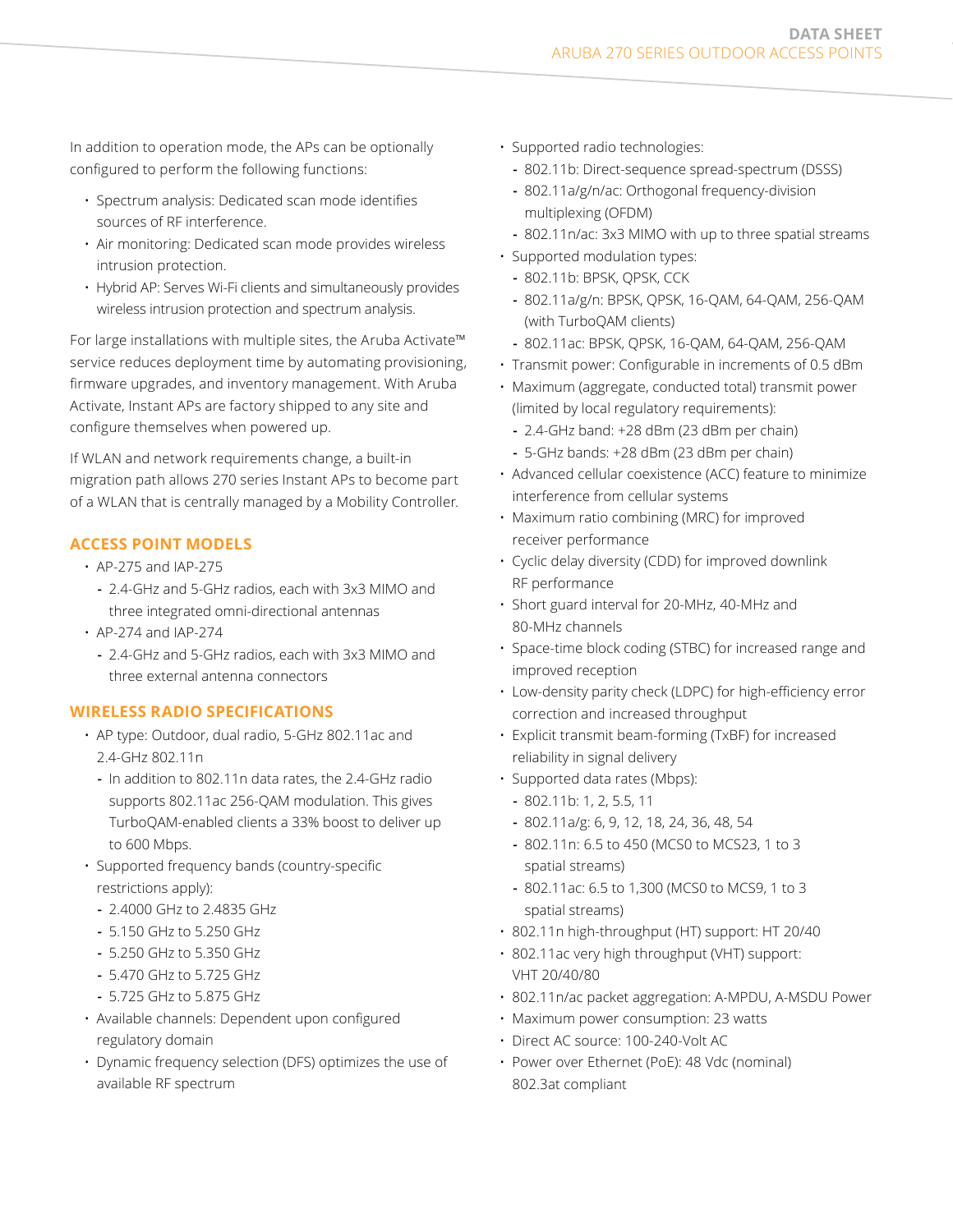In addition to operation mode, the APs can be optionally configured to perform the following functions:

- Spectrum analysis: Dedicated scan mode identifies sources of RF interference.
- Air monitoring: Dedicated scan mode provides wireless intrusion protection.
- Hybrid AP: Serves Wi-Fi clients and simultaneously provides wireless intrusion protection and spectrum analysis.

For large installations with multiple sites, the Aruba Activate™ service reduces deployment time by automating provisioning, firmware upgrades, and inventory management. With Aruba Activate, Instant APs are factory shipped to any site and configure themselves when powered up.

If WLAN and network requirements change, a built-in migration path allows 270 series Instant APs to become part of a WLAN that is centrally managed by a Mobility Controller.

## ACCESS POINT MODELS

- AP-275 and IAP-275
  - 2.4-GHz and 5-GHz radios, each with 3x3 MIMO and three integrated omni-directional antennas
- AP-274 and IAP-274
  - 2.4-GHz and 5-GHz radios, each with 3x3 MIMO and three external antenna connectors

## WIRELESS RADIO SPECIFICATIONS

- AP type: Outdoor, dual radio, 5-GHz 802.11ac and 2.4-GHz 802.11n
  - In addition to 802.11n data rates, the 2.4-GHz radio supports 802.11ac 256-QAM modulation. This gives TurboQAM-enabled clients a 33% boost to deliver up to 600 Mbps.
- Supported frequency bands (country-specific restrictions apply):
  - 2.4000 GHz to 2.4835 GHz
  - 5.150 GHz to 5.250 GHz
  - 5.250 GHz to 5.350 GHz
  - 5.470 GHz to 5.725 GHz
  - 5.725 GHz to 5.875 GHz
- Available channels: Dependent upon configured regulatory domain
- Dynamic frequency selection (DFS) optimizes the use of available RF spectrum
- Supported radio technologies:
  - 802.11b: Direct-sequence spread-spectrum (DSSS)
  - 802.11a/g/n/ac: Orthogonal frequency-division multiplexing (OFDM)
  - 802.11n/ac: 3x3 MIMO with up to three spatial streams
- Supported modulation types:
  - 802.11b: BPSK, QPSK, CCK
  - 802.11a/g/n: BPSK, QPSK, 16-QAM, 64-QAM, 256-QAM (with TurboQAM clients)
  - 802.11ac: BPSK, QPSK, 16-QAM, 64-QAM, 256-QAM
- Transmit power: Configurable in increments of 0.5 dBm
- Maximum (aggregate, conducted total) transmit power (limited by local regulatory requirements):
  - 2.4-GHz band: +28 dBm (23 dBm per chain)
  - 5-GHz bands: +28 dBm (23 dBm per chain)
- Advanced cellular coexistence (ACC) feature to minimize interference from cellular systems
- Maximum ratio combining (MRC) for improved receiver performance
- Cyclic delay diversity (CDD) for improved downlink RF performance
- Short guard interval for 20-MHz, 40-MHz and 80-MHz channels
- Space-time block coding (STBC) for increased range and improved reception
- Low-density parity check (LDPC) for high-efficiency error correction and increased throughput
- Explicit transmit beam-forming (TxBF) for increased reliability in signal delivery
- Supported data rates (Mbps):
  - 802.11b: 1, 2, 5.5, 11
  - 802.11a/g: 6, 9, 12, 18, 24, 36, 48, 54
  - 802.11n: 6.5 to 450 (MCS0 to MCS23, 1 to 3 spatial streams)
  - 802.11ac: 6.5 to 1,300 (MCS0 to MCS9, 1 to 3 spatial streams)
- 802.11n high-throughput (HT) support: HT 20/40
- 802.11ac very high throughput (VHT) support: VHT 20/40/80
- 802.11n/ac packet aggregation: A-MPDU, A-MSDU Power
- Maximum power consumption: 23 watts
- Direct AC source: 100-240-Volt AC
- Power over Ethernet (PoE): 48 Vdc (nominal) 802.3at compliant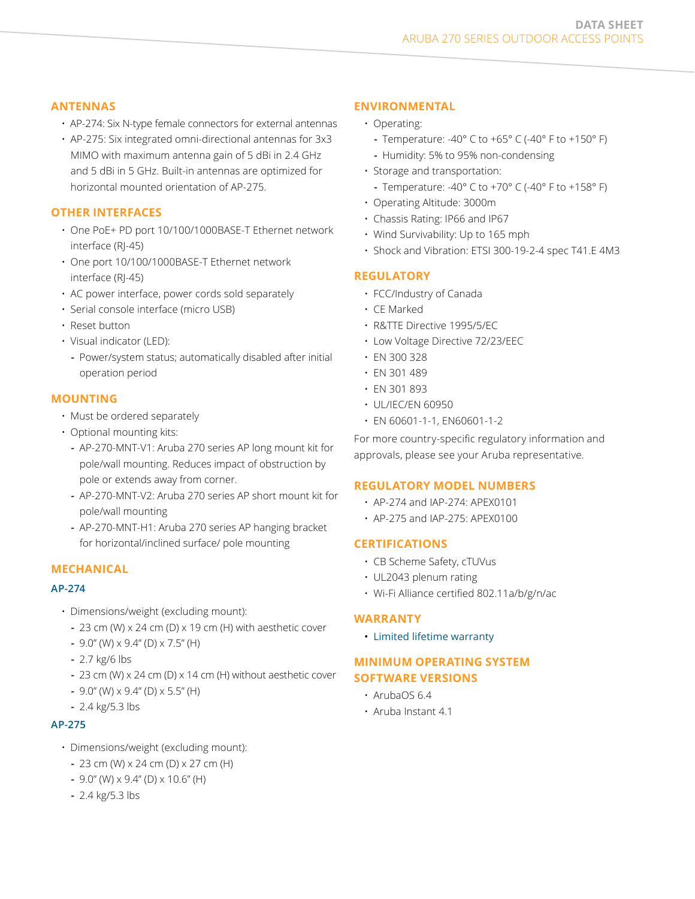## ANTENNAS

- AP-274: Six N-type female connectors for external antennas
- AP-275: Six integrated omni-directional antennas for 3x3 MIMO with maximum antenna gain of 5 dBi in 2.4 GHz and 5 dBi in 5 GHz. Built-in antennas are optimized for horizontal mounted orientation of AP-275.

## OTHER INTERFACES

- One PoE+ PD port 10/100/1000BASE-T Ethernet network interface (RJ-45)
- One port 10/100/1000BASE-T Ethernet network interface (RJ-45)
- AC power interface, power cords sold separately
- Serial console interface (micro USB)
- Reset button
- Visual indicator (LED):
  - Power/system status; automatically disabled after initial operation period

## MOUNTING

- Must be ordered separately
- Optional mounting kits:
  - AP-270-MNT-V1: Aruba 270 series AP long mount kit for pole/wall mounting. Reduces impact of obstruction by pole or extends away from corner.
  - AP-270-MNT-V2: Aruba 270 series AP short mount kit for pole/wall mounting
  - AP-270-MNT-H1: Aruba 270 series AP hanging bracket for horizontal/inclined surface/ pole mounting

## MECHANICAL

### AP-274

- Dimensions/weight (excluding mount):
  - 23 cm (W) x 24 cm (D) x 19 cm (H) with aesthetic cover
  - 9.0" (W) x 9.4" (D) x 7.5" (H)
  - 2.7 kg/6 lbs
  - 23 cm (W) x 24 cm (D) x 14 cm (H) without aesthetic cover
  - 9.0" (W) x 9.4" (D) x 5.5" (H)
  - 2.4 kg/5.3 lbs

### AP-275

- Dimensions/weight (excluding mount):
  - 23 cm (W) x 24 cm (D) x 27 cm (H)
  - 9.0" (W) x 9.4" (D) x 10.6" (H)
  - 2.4 kg/5.3 lbs

## ENVIRONMENTAL

- Operating:
  - Temperature: -40° C to +65° C (-40° F to +150° F)
  - Humidity: 5% to 95% non-condensing
- Storage and transportation:
  - Temperature: -40° C to +70° C (-40° F to +158° F)
- Operating Altitude: 3000m
- Chassis Rating: IP66 and IP67
- Wind Survivability: Up to 165 mph
- Shock and Vibration: ETSI 300-19-2-4 spec T41.E 4M3

## REGULATORY

- FCC/Industry of Canada
- CE Marked
- R&TTE Directive 1995/5/EC
- Low Voltage Directive 72/23/EEC
- EN 300 328
- EN 301 489
- EN 301 893
- UL/IEC/EN 60950
- EN 60601-1-1, EN60601-1-2

For more country-specific regulatory information and approvals, please see your Aruba representative.

## REGULATORY MODEL NUMBERS

- AP-274 and IAP-274: APEX0101
- AP-275 and IAP-275: APEX0100

## CERTIFICATIONS

- CB Scheme Safety, cTUVus
- UL2043 plenum rating
- Wi-Fi Alliance certified 802.11a/b/g/n/ac

## WARRANTY

- Limited lifetime warranty

## MINIMUM OPERATING SYSTEM SOFTWARE VERSIONS

- ArubaOS 6.4
- Aruba Instant 4.1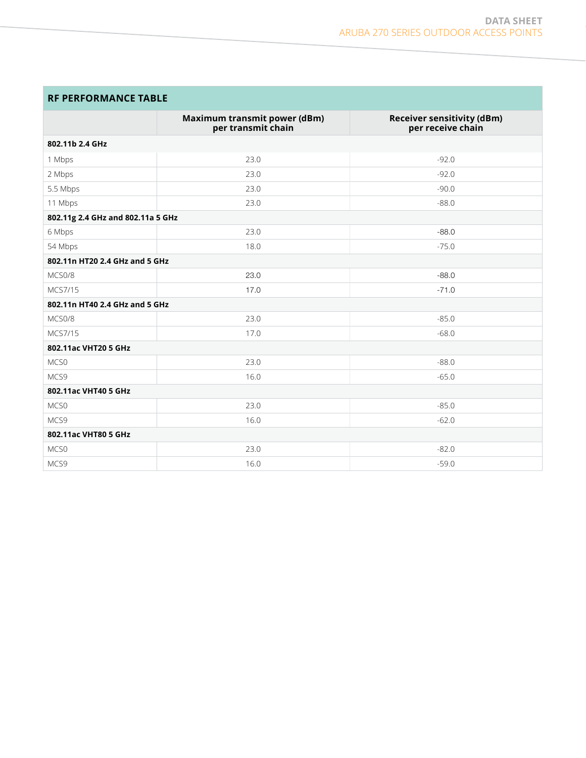## RF PERFORMANCE TABLE

| | Maximum transmit power (dBm) per transmit chain | Receiver sensitivity (dBm) per receive chain |
|---|---|---|
| **802.11b 2.4 GHz** | | |
| 1 Mbps | 23.0 | -92.0 |
| 2 Mbps | 23.0 | -92.0 |
| 5.5 Mbps | 23.0 | -90.0 |
| 11 Mbps | 23.0 | -88.0 |
| **802.11g 2.4 GHz and 802.11a 5 GHz** | | |
| 6 Mbps | 23.0 | -88.0 |
| 54 Mbps | 18.0 | -75.0 |
| **802.11n HT20 2.4 GHz and 5 GHz** | | |
| MCS0/8 | 23.0 | -88.0 |
| MCS7/15 | 17.0 | -71.0 |
| **802.11n HT40 2.4 GHz and 5 GHz** | | |
| MCS0/8 | 23.0 | -85.0 |
| MCS7/15 | 17.0 | -68.0 |
| **802.11ac VHT20 5 GHz** | | |
| MCS0 | 23.0 | -88.0 |
| MCS9 | 16.0 | -65.0 |
| **802.11ac VHT40 5 GHz** | | |
| MCS0 | 23.0 | -85.0 |
| MCS9 | 16.0 | -62.0 |
| **802.11ac VHT80 5 GHz** | | |
| MCS0 | 23.0 | -82.0 |
| MCS9 | 16.0 | -59.0 |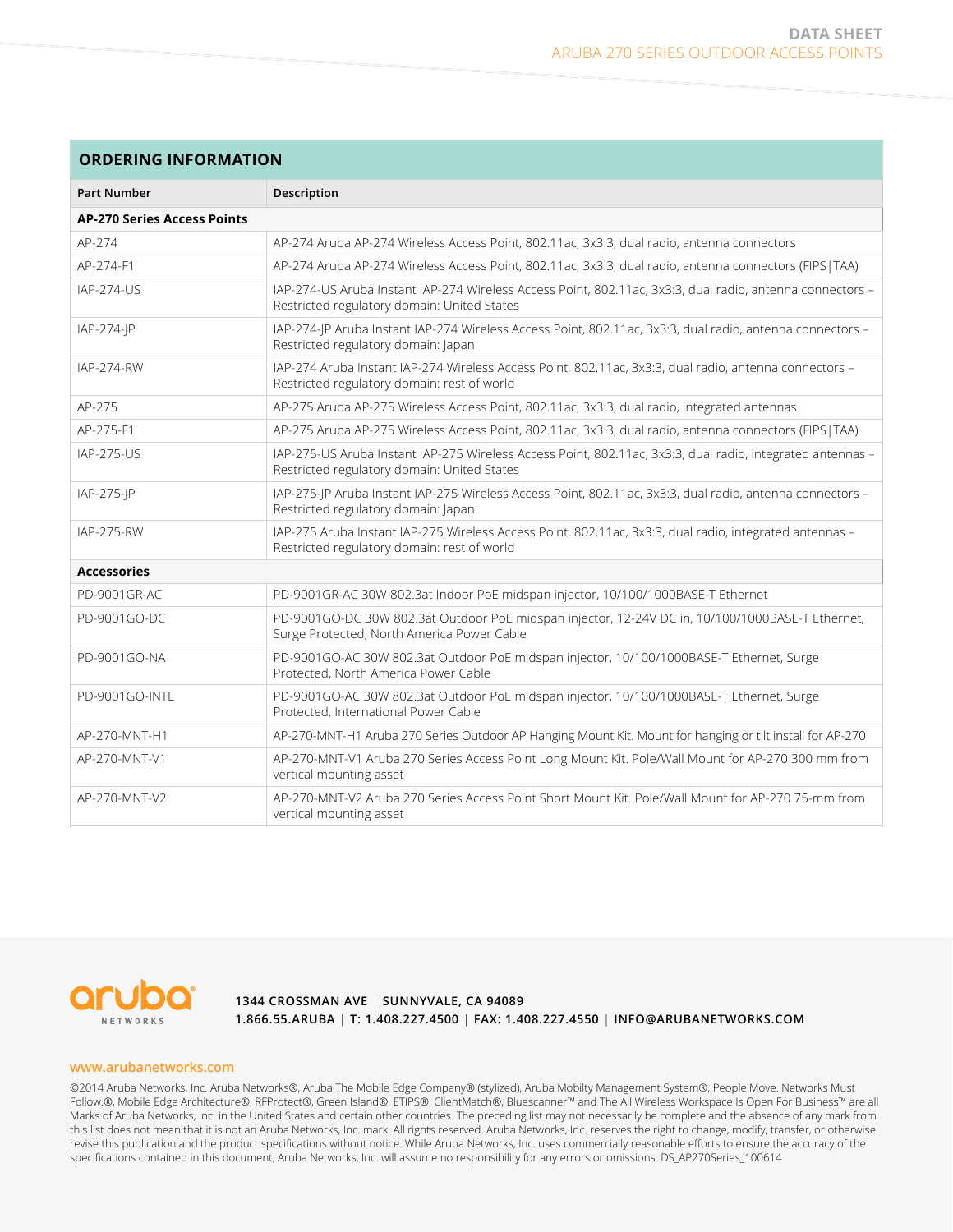## ORDERING INFORMATION

| Part Number | Description |
|---|---|
| **AP-270 Series Access Points** | |
| AP-274 | AP-274 Aruba AP-274 Wireless Access Point, 802.11ac, 3x3:3, dual radio, antenna connectors |
| AP-274-F1 | AP-274 Aruba AP-274 Wireless Access Point, 802.11ac, 3x3:3, dual radio, antenna connectors (FIPS\|TAA) |
| IAP-274-US | IAP-274-US Aruba Instant IAP-274 Wireless Access Point, 802.11ac, 3x3:3, dual radio, antenna connectors – Restricted regulatory domain: United States |
| IAP-274-JP | IAP-274-JP Aruba Instant IAP-274 Wireless Access Point, 802.11ac, 3x3:3, dual radio, antenna connectors – Restricted regulatory domain: Japan |
| IAP-274-RW | IAP-274 Aruba Instant IAP-274 Wireless Access Point, 802.11ac, 3x3:3, dual radio, antenna connectors – Restricted regulatory domain: rest of world |
| AP-275 | AP-275 Aruba AP-275 Wireless Access Point, 802.11ac, 3x3:3, dual radio, integrated antennas |
| AP-275-F1 | AP-275 Aruba AP-275 Wireless Access Point, 802.11ac, 3x3:3, dual radio, antenna connectors (FIPS\|TAA) |
| IAP-275-US | IAP-275-US Aruba Instant IAP-275 Wireless Access Point, 802.11ac, 3x3:3, dual radio, integrated antennas – Restricted regulatory domain: United States |
| IAP-275-JP | IAP-275-JP Aruba Instant IAP-275 Wireless Access Point, 802.11ac, 3x3:3, dual radio, antenna connectors – Restricted regulatory domain: Japan |
| IAP-275-RW | IAP-275 Aruba Instant IAP-275 Wireless Access Point, 802.11ac, 3x3:3, dual radio, integrated antennas – Restricted regulatory domain: rest of world |
| **Accessories** | |
| PD-9001GR-AC | PD-9001GR-AC 30W 802.3at Indoor PoE midspan injector, 10/100/1000BASE-T Ethernet |
| PD-9001GO-DC | PD-9001GO-DC 30W 802.3at Outdoor PoE midspan injector, 12-24V DC in, 10/100/1000BASE-T Ethernet, Surge Protected, North America Power Cable |
| PD-9001GO-NA | PD-9001GO-AC 30W 802.3at Outdoor PoE midspan injector, 10/100/1000BASE-T Ethernet, Surge Protected, North America Power Cable |
| PD-9001GO-INTL | PD-9001GO-AC 30W 802.3at Outdoor PoE midspan injector, 10/100/1000BASE-T Ethernet, Surge Protected, International Power Cable |
| AP-270-MNT-H1 | AP-270-MNT-H1 Aruba 270 Series Outdoor AP Hanging Mount Kit. Mount for hanging or tilt install for AP-270 |
| AP-270-MNT-V1 | AP-270-MNT-V1 Aruba 270 Series Access Point Long Mount Kit. Pole/Wall Mount for AP-270 300 mm from vertical mounting asset |
| AP-270-MNT-V2 | AP-270-MNT-V2 Aruba 270 Series Access Point Short Mount Kit. Pole/Wall Mount for AP-270 75-mm from vertical mounting asset |

aruba NETWORKS

**1344 CROSSMAN AVE | SUNNYVALE, CA 94089**
**1.866.55.ARUBA | T: 1.408.227.4500 | FAX: 1.408.227.4550 | INFO@ARUBANETWORKS.COM**

www.arubanetworks.com

©2014 Aruba Networks, Inc. Aruba Networks®, Aruba The Mobile Edge Company® (stylized), Aruba Mobilty Management System®, People Move. Networks Must Follow.®, Mobile Edge Architecture®, RFProtect®, Green Island®, ETIPS®, ClientMatch®, Bluescanner™ and The All Wireless Workspace Is Open For Business™ are all Marks of Aruba Networks, Inc. in the United States and certain other countries. The preceding list may not necessarily be complete and the absence of any mark from this list does not mean that it is not an Aruba Networks, Inc. mark. All rights reserved. Aruba Networks, Inc. reserves the right to change, modify, transfer, or otherwise revise this publication and the product specifications without notice. While Aruba Networks, Inc. uses commercially reasonable efforts to ensure the accuracy of the specifications contained in this document, Aruba Networks, Inc. will assume no responsibility for any errors or omissions. DS_AP270Series_100614